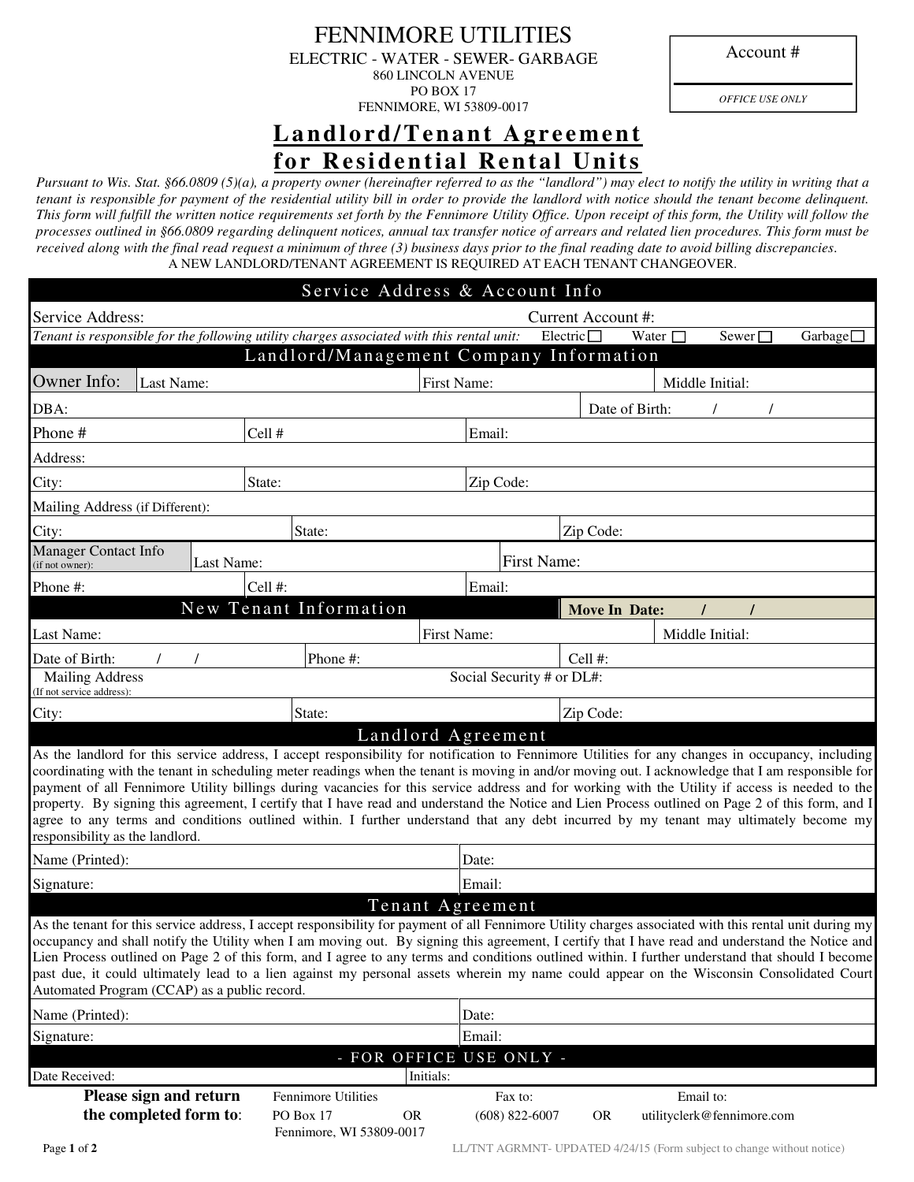# FENNIMORE UTILITIES

ELECTRIC - WATER - SEWER- GARBAGE
860 LINCOLN AVENUE
PO BOX 17
FENNIMORE, WI 53809-0017

| Account # |
|---|
| |
| *OFFICE USE ONLY* |

## Landlord/Tenant Agreement for Residential Rental Units

*Pursuant to Wis. Stat. §66.0809 (5)(a), a property owner (hereinafter referred to as the "landlord") may elect to notify the utility in writing that a tenant is responsible for payment of the residential utility bill in order to provide the landlord with notice should the tenant become delinquent. This form will fulfill the written notice requirements set forth by the Fennimore Utility Office. Upon receipt of this form, the Utility will follow the processes outlined in §66.0809 regarding delinquent notices, annual tax transfer notice of arrears and related lien procedures. This form must be received along with the final read request a minimum of three (3) business days prior to the final reading date to avoid billing discrepancies.*

A NEW LANDLORD/TENANT AGREEMENT IS REQUIRED AT EACH TENANT CHANGEOVER.

### Service Address & Account Info

| | | | |
|---|---|---|---|
| Service Address: | | Current Account #: | |
| *Tenant is responsible for the following utility charges associated with this rental unit:* | Electric ☐ | Water ☐ Sewer ☐ | Garbage ☐ |

### Landlord/Management Company Information

| | | | |
|---|---|---|---|
| Owner Info: Last Name: | | First Name: | Middle Initial: |
| DBA: | | | Date of Birth: / / |
| Phone # | Cell # | Email: | |
| Address: | | | |
| City: | State: | Zip Code: | |
| Mailing Address (if Different): | | | |
| City: | State: | Zip Code: | |
| Manager Contact Info (if not owner): Last Name: | | First Name: | |
| Phone #: | Cell #: | Email: | |

### New Tenant Information

**Move In Date: / /**

| | | | |
|---|---|---|---|
| Last Name: | | First Name: | Middle Initial: |
| Date of Birth: / / | Phone #: | Cell #: | |
| Mailing Address (If not service address): | | Social Security # or DL#: | |
| City: | State: | Zip Code: | |

### Landlord Agreement

As the landlord for this service address, I accept responsibility for notification to Fennimore Utilities for any changes in occupancy, including coordinating with the tenant in scheduling meter readings when the tenant is moving in and/or moving out. I acknowledge that I am responsible for payment of all Fennimore Utility billings during vacancies for this service address and for working with the Utility if access is needed to the property. By signing this agreement, I certify that I have read and understand the Notice and Lien Process outlined on Page 2 of this form, and I agree to any terms and conditions outlined within. I further understand that any debt incurred by my tenant may ultimately become my responsibility as the landlord.

| | |
|---|---|
| Name (Printed): | Date: |
| Signature: | Email: |

### Tenant Agreement

As the tenant for this service address, I accept responsibility for payment of all Fennimore Utility charges associated with this rental unit during my occupancy and shall notify the Utility when I am moving out. By signing this agreement, I certify that I have read and understand the Notice and Lien Process outlined on Page 2 of this form, and I agree to any terms and conditions outlined within. I further understand that should I become past due, it could ultimately lead to a lien against my personal assets wherein my name could appear on the Wisconsin Consolidated Court Automated Program (CCAP) as a public record.

| | |
|---|---|
| Name (Printed): | Date: |
| Signature: | Email: |

### - FOR OFFICE USE ONLY -

| | |
|---|---|
| Date Received: | Initials: |

**Please sign and return the completed form to:** Fennimore Utilities, PO Box 17, Fennimore, WI 53809-0017 OR Fax to: (608) 822-6007 OR Email to: utilityclerk@fennimore.com

LL/TNT AGRMNT- UPDATED 4/24/15 (Form subject to change without notice)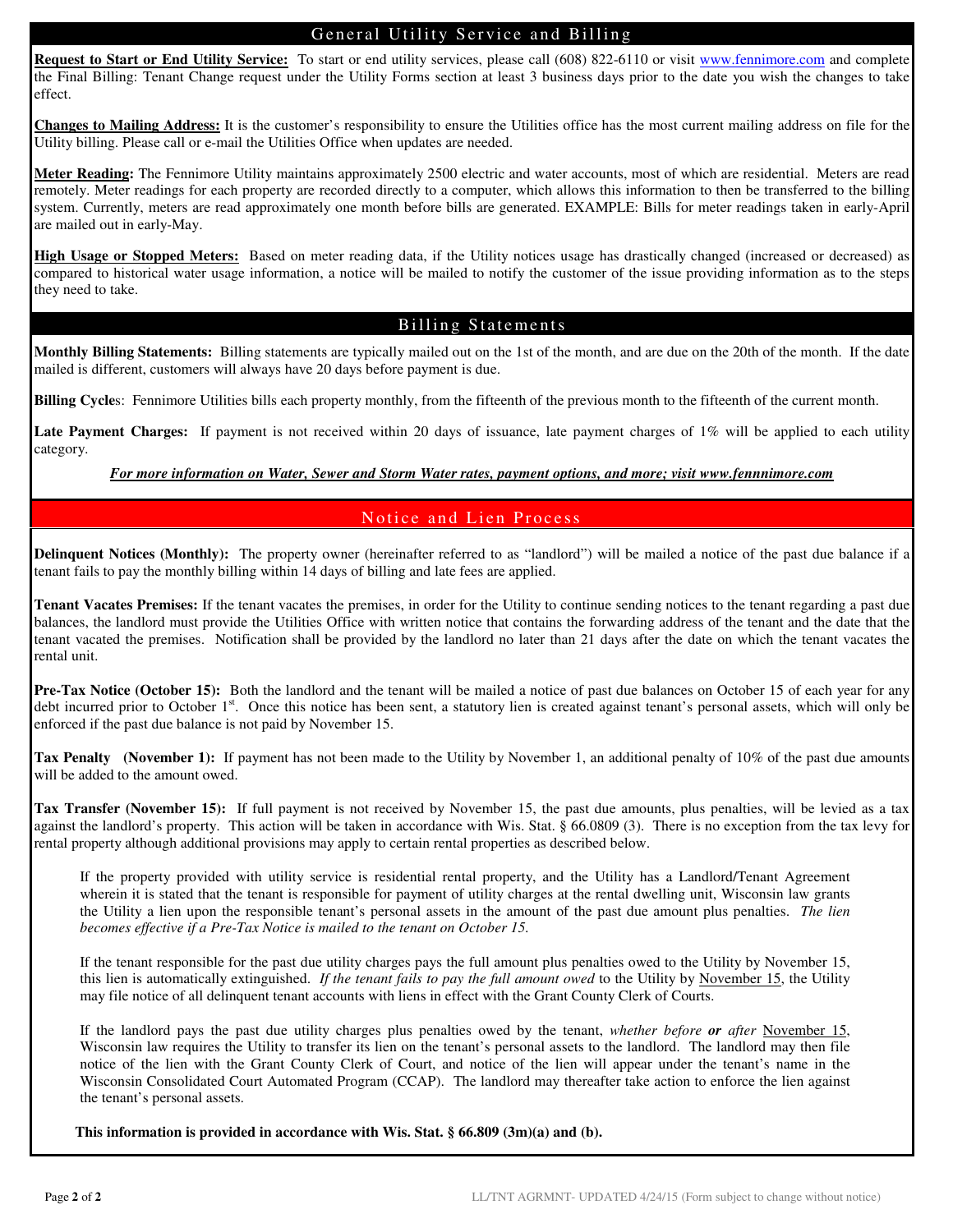## General Utility Service and Billing

**Request to Start or End Utility Service:** To start or end utility services, please call (608) 822-6110 or visit www.fennimore.com and complete the Final Billing: Tenant Change request under the Utility Forms section at least 3 business days prior to the date you wish the changes to take effect.

**Changes to Mailing Address:** It is the customer's responsibility to ensure the Utilities office has the most current mailing address on file for the Utility billing. Please call or e-mail the Utilities Office when updates are needed.

**Meter Reading:** The Fennimore Utility maintains approximately 2500 electric and water accounts, most of which are residential. Meters are read remotely. Meter readings for each property are recorded directly to a computer, which allows this information to then be transferred to the billing system. Currently, meters are read approximately one month before bills are generated. EXAMPLE: Bills for meter readings taken in early-April are mailed out in early-May.

**High Usage or Stopped Meters:** Based on meter reading data, if the Utility notices usage has drastically changed (increased or decreased) as compared to historical water usage information, a notice will be mailed to notify the customer of the issue providing information as to the steps they need to take.

## Billing Statements

**Monthly Billing Statements:** Billing statements are typically mailed out on the 1st of the month, and are due on the 20th of the month. If the date mailed is different, customers will always have 20 days before payment is due.

**Billing Cycles:** Fennimore Utilities bills each property monthly, from the fifteenth of the previous month to the fifteenth of the current month.

**Late Payment Charges:** If payment is not received within 20 days of issuance, late payment charges of 1% will be applied to each utility category.

***For more information on Water, Sewer and Storm Water rates, payment options, and more; visit www.fennnimore.com***

## Notice and Lien Process

**Delinquent Notices (Monthly):** The property owner (hereinafter referred to as "landlord") will be mailed a notice of the past due balance if a tenant fails to pay the monthly billing within 14 days of billing and late fees are applied.

**Tenant Vacates Premises:** If the tenant vacates the premises, in order for the Utility to continue sending notices to the tenant regarding a past due balances, the landlord must provide the Utilities Office with written notice that contains the forwarding address of the tenant and the date that the tenant vacated the premises. Notification shall be provided by the landlord no later than 21 days after the date on which the tenant vacates the rental unit.

**Pre-Tax Notice (October 15):** Both the landlord and the tenant will be mailed a notice of past due balances on October 15 of each year for any debt incurred prior to October 1st. Once this notice has been sent, a statutory lien is created against tenant's personal assets, which will only be enforced if the past due balance is not paid by November 15.

**Tax Penalty (November 1):** If payment has not been made to the Utility by November 1, an additional penalty of 10% of the past due amounts will be added to the amount owed.

**Tax Transfer (November 15):** If full payment is not received by November 15, the past due amounts, plus penalties, will be levied as a tax against the landlord's property. This action will be taken in accordance with Wis. Stat. § 66.0809 (3). There is no exception from the tax levy for rental property although additional provisions may apply to certain rental properties as described below.

> If the property provided with utility service is residential rental property, and the Utility has a Landlord/Tenant Agreement wherein it is stated that the tenant is responsible for payment of utility charges at the rental dwelling unit, Wisconsin law grants the Utility a lien upon the responsible tenant's personal assets in the amount of the past due amount plus penalties. *The lien becomes effective if a Pre-Tax Notice is mailed to the tenant on October 15.*
>
> If the tenant responsible for the past due utility charges pays the full amount plus penalties owed to the Utility by November 15, this lien is automatically extinguished. *If the tenant fails to pay the full amount owed* to the Utility by November 15, the Utility may file notice of all delinquent tenant accounts with liens in effect with the Grant County Clerk of Courts.
>
> If the landlord pays the past due utility charges plus penalties owed by the tenant, *whether before **or** after* November 15, Wisconsin law requires the Utility to transfer its lien on the tenant's personal assets to the landlord. The landlord may then file notice of the lien with the Grant County Clerk of Court, and notice of the lien will appear under the tenant's name in the Wisconsin Consolidated Court Automated Program (CCAP). The landlord may thereafter take action to enforce the lien against the tenant's personal assets.

**This information is provided in accordance with Wis. Stat. § 66.809 (3m)(a) and (b).**

LL/TNT AGRMNT- UPDATED 4/24/15 (Form subject to change without notice)